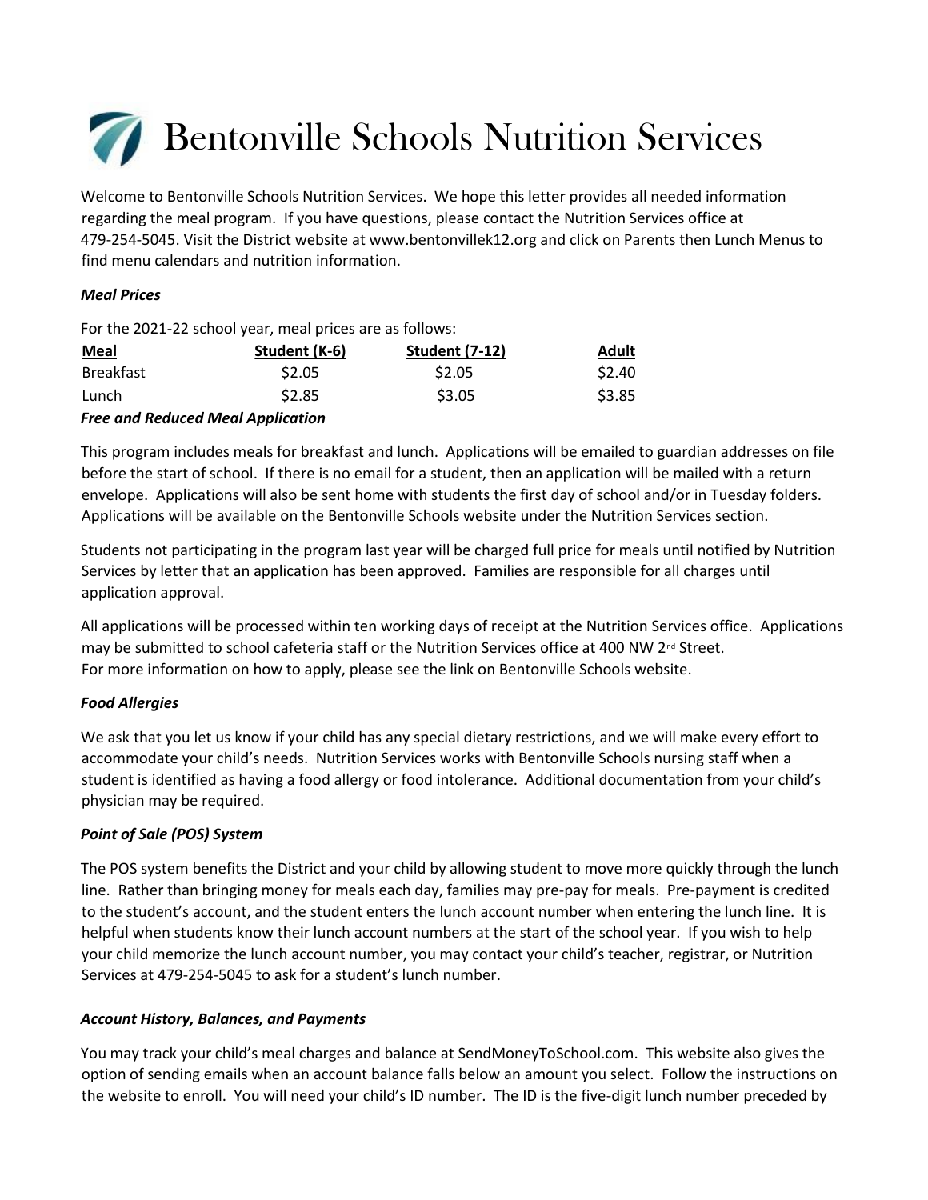# Bentonville Schools Nutrition Services

Welcome to Bentonville Schools Nutrition Services. We hope this letter provides all needed information regarding the meal program. If you have questions, please contact the Nutrition Services office at 479-254-5045. Visit the District website at www.bentonvillek12.org and click on Parents then Lunch Menus to find menu calendars and nutrition information.

### *Meal Prices*

For the 2021-22 school year, meal prices are as follows:

| Meal | Student (K-6) | Student (7-12) | Adult |
|---|---|---|---|
| Breakfast | $2.05 | $2.05 | $2.40 |
| Lunch | $2.85 | $3.05 | $3.85 |

### *Free and Reduced Meal Application*

This program includes meals for breakfast and lunch. Applications will be emailed to guardian addresses on file before the start of school. If there is no email for a student, then an application will be mailed with a return envelope. Applications will also be sent home with students the first day of school and/or in Tuesday folders. Applications will be available on the Bentonville Schools website under the Nutrition Services section.

Students not participating in the program last year will be charged full price for meals until notified by Nutrition Services by letter that an application has been approved. Families are responsible for all charges until application approval.

All applications will be processed within ten working days of receipt at the Nutrition Services office. Applications may be submitted to school cafeteria staff or the Nutrition Services office at 400 NW 2nd Street. For more information on how to apply, please see the link on Bentonville Schools website.

### *Food Allergies*

We ask that you let us know if your child has any special dietary restrictions, and we will make every effort to accommodate your child's needs. Nutrition Services works with Bentonville Schools nursing staff when a student is identified as having a food allergy or food intolerance. Additional documentation from your child's physician may be required.

### *Point of Sale (POS) System*

The POS system benefits the District and your child by allowing student to move more quickly through the lunch line. Rather than bringing money for meals each day, families may pre-pay for meals. Pre-payment is credited to the student's account, and the student enters the lunch account number when entering the lunch line. It is helpful when students know their lunch account numbers at the start of the school year. If you wish to help your child memorize the lunch account number, you may contact your child's teacher, registrar, or Nutrition Services at 479-254-5045 to ask for a student's lunch number.

### *Account History, Balances, and Payments*

You may track your child's meal charges and balance at SendMoneyToSchool.com. This website also gives the option of sending emails when an account balance falls below an amount you select. Follow the instructions on the website to enroll. You will need your child's ID number. The ID is the five-digit lunch number preceded by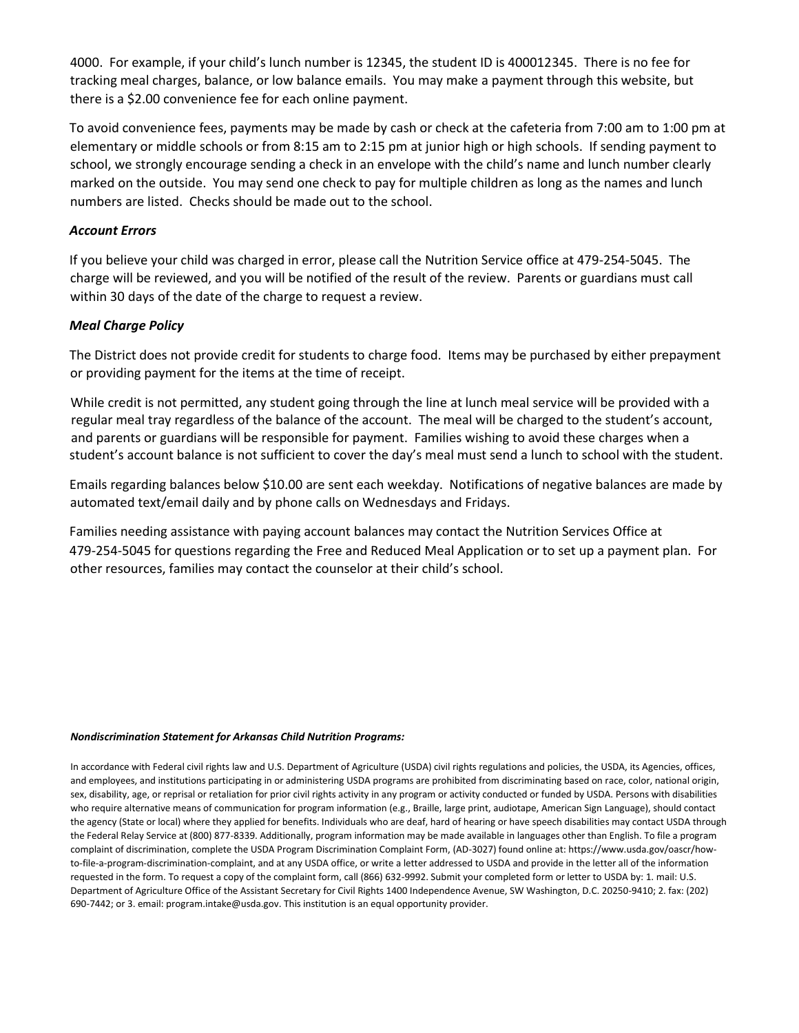4000. For example, if your child's lunch number is 12345, the student ID is 400012345. There is no fee for tracking meal charges, balance, or low balance emails. You may make a payment through this website, but there is a $2.00 convenience fee for each online payment.

To avoid convenience fees, payments may be made by cash or check at the cafeteria from 7:00 am to 1:00 pm at elementary or middle schools or from 8:15 am to 2:15 pm at junior high or high schools. If sending payment to school, we strongly encourage sending a check in an envelope with the child's name and lunch number clearly marked on the outside. You may send one check to pay for multiple children as long as the names and lunch numbers are listed. Checks should be made out to the school.

***Account Errors***

If you believe your child was charged in error, please call the Nutrition Service office at 479-254-5045. The charge will be reviewed, and you will be notified of the result of the review. Parents or guardians must call within 30 days of the date of the charge to request a review.

***Meal Charge Policy***

The District does not provide credit for students to charge food. Items may be purchased by either prepayment or providing payment for the items at the time of receipt.

While credit is not permitted, any student going through the line at lunch meal service will be provided with a regular meal tray regardless of the balance of the account. The meal will be charged to the student's account, and parents or guardians will be responsible for payment. Families wishing to avoid these charges when a student's account balance is not sufficient to cover the day's meal must send a lunch to school with the student.

Emails regarding balances below $10.00 are sent each weekday. Notifications of negative balances are made by automated text/email daily and by phone calls on Wednesdays and Fridays.

Families needing assistance with paying account balances may contact the Nutrition Services Office at 479-254-5045 for questions regarding the Free and Reduced Meal Application or to set up a payment plan. For other resources, families may contact the counselor at their child's school.

***Nondiscrimination Statement for Arkansas Child Nutrition Programs:***

In accordance with Federal civil rights law and U.S. Department of Agriculture (USDA) civil rights regulations and policies, the USDA, its Agencies, offices, and employees, and institutions participating in or administering USDA programs are prohibited from discriminating based on race, color, national origin, sex, disability, age, or reprisal or retaliation for prior civil rights activity in any program or activity conducted or funded by USDA. Persons with disabilities who require alternative means of communication for program information (e.g., Braille, large print, audiotape, American Sign Language), should contact the agency (State or local) where they applied for benefits. Individuals who are deaf, hard of hearing or have speech disabilities may contact USDA through the Federal Relay Service at (800) 877-8339. Additionally, program information may be made available in languages other than English. To file a program complaint of discrimination, complete the USDA Program Discrimination Complaint Form, (AD-3027) found online at: https://www.usda.gov/oascr/how-to-file-a-program-discrimination-complaint, and at any USDA office, or write a letter addressed to USDA and provide in the letter all of the information requested in the form. To request a copy of the complaint form, call (866) 632-9992. Submit your completed form or letter to USDA by: 1. mail: U.S. Department of Agriculture Office of the Assistant Secretary for Civil Rights 1400 Independence Avenue, SW Washington, D.C. 20250-9410; 2. fax: (202) 690-7442; or 3. email: program.intake@usda.gov. This institution is an equal opportunity provider.